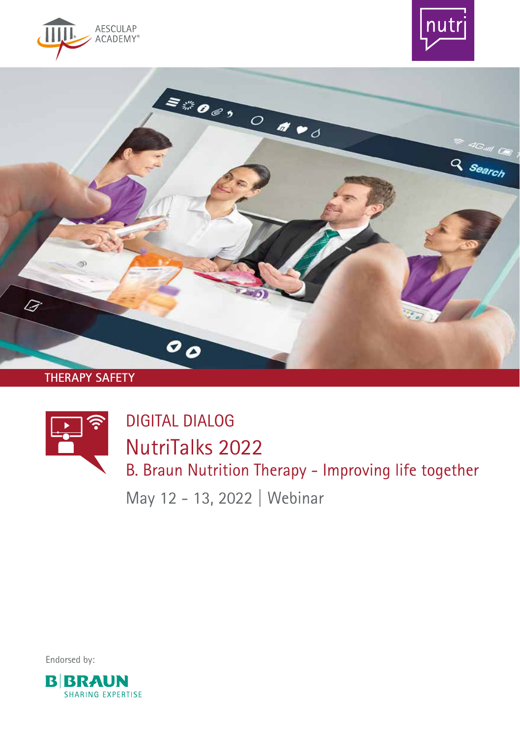AESCULAP ACADEMY®

nutri

THERAPY SAFETY

DIGITAL DIALOG

# NutriTalks 2022

## B. Braun Nutrition Therapy - Improving life together

May 12 - 13, 2022 | Webinar

Endorsed by:

B|BRAUN SHARING EXPERTISE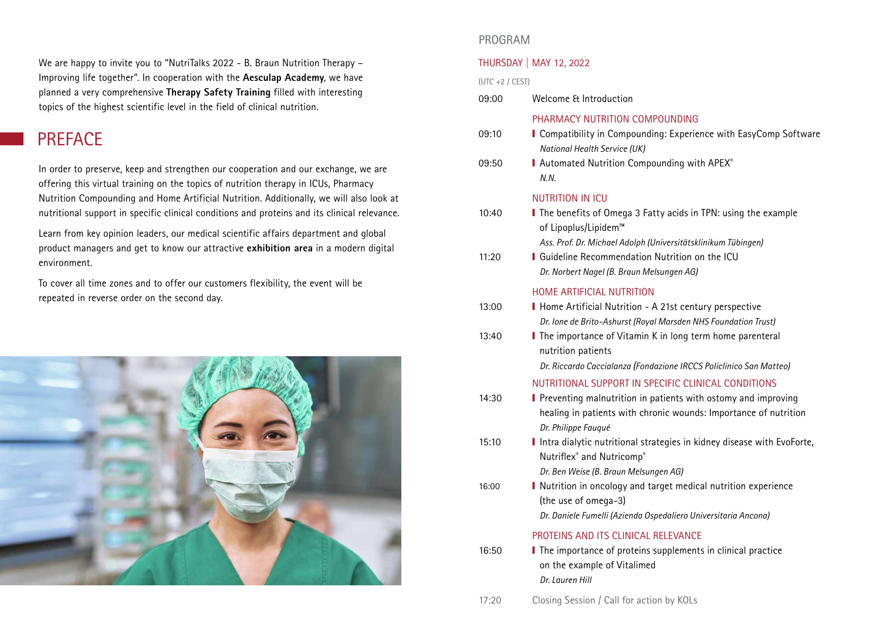We are happy to invite you to "NutriTalks 2022 - B. Braun Nutrition Therapy – Improving life together". In cooperation with the **Aesculap Academy**, we have planned a very comprehensive **Therapy Safety Training** filled with interesting topics of the highest scientific level in the field of clinical nutrition.

## PREFACE

In order to preserve, keep and strengthen our cooperation and our exchange, we are offering this virtual training on the topics of nutrition therapy in ICUs, Pharmacy Nutrition Compounding and Home Artificial Nutrition. Additionally, we will also look at nutritional support in specific clinical conditions and proteins and its clinical relevance.

Learn from key opinion leaders, our medical scientific affairs department and global product managers and get to know our attractive **exhibition area** in a modern digital environment.

To cover all time zones and to offer our customers flexibility, the event will be repeated in reverse order on the second day.

## PROGRAM

### THURSDAY | MAY 12, 2022

(UTC +2 / CEST)

09:00 Welcome & Introduction

#### PHARMACY NUTRITION COMPOUNDING

09:10
- Compatibility in Compounding: Experience with EasyComp Software
  *National Health Service (UK)*

09:50
- Automated Nutrition Compounding with APEX®
  *N.N.*

#### NUTRITION IN ICU

10:40
- The benefits of Omega 3 Fatty acids in TPN: using the example of Lipoplus/Lipidem™
  *Ass. Prof. Dr. Michael Adolph (Universitätsklinikum Tübingen)*

11:20
- Guideline Recommendation Nutrition on the ICU
  *Dr. Norbert Nagel (B. Braun Melsungen AG)*

#### HOME ARTIFICIAL NUTRITION

13:00
- Home Artificial Nutrition - A 21st century perspective
  *Dr. Ione de Brito-Ashurst (Royal Marsden NHS Foundation Trust)*

13:40
- The importance of Vitamin K in long term home parenteral nutrition patients
  *Dr. Riccardo Caccialanza (Fondazione IRCCS Policlinico San Matteo)*

#### NUTRITIONAL SUPPORT IN SPECIFIC CLINICAL CONDITIONS

14:30
- Preventing malnutrition in patients with ostomy and improving healing in patients with chronic wounds: Importance of nutrition
  *Dr. Philippe Fauqué*

15:10
- Intra dialytic nutritional strategies in kidney disease with EvoForte, Nutriflex® and Nutricomp®
  *Dr. Ben Weise (B. Braun Melsungen AG)*

16:00
- Nutrition in oncology and target medical nutrition experience (the use of omega-3)
  *Dr. Daniele Fumelli (Azienda Ospedaliero Universitaria Ancona)*

#### PROTEINS AND ITS CLINICAL RELEVANCE

16:50
- The importance of proteins supplements in clinical practice on the example of Vitalimed
  *Dr. Lauren Hill*

17:20 Closing Session / Call for action by KOLs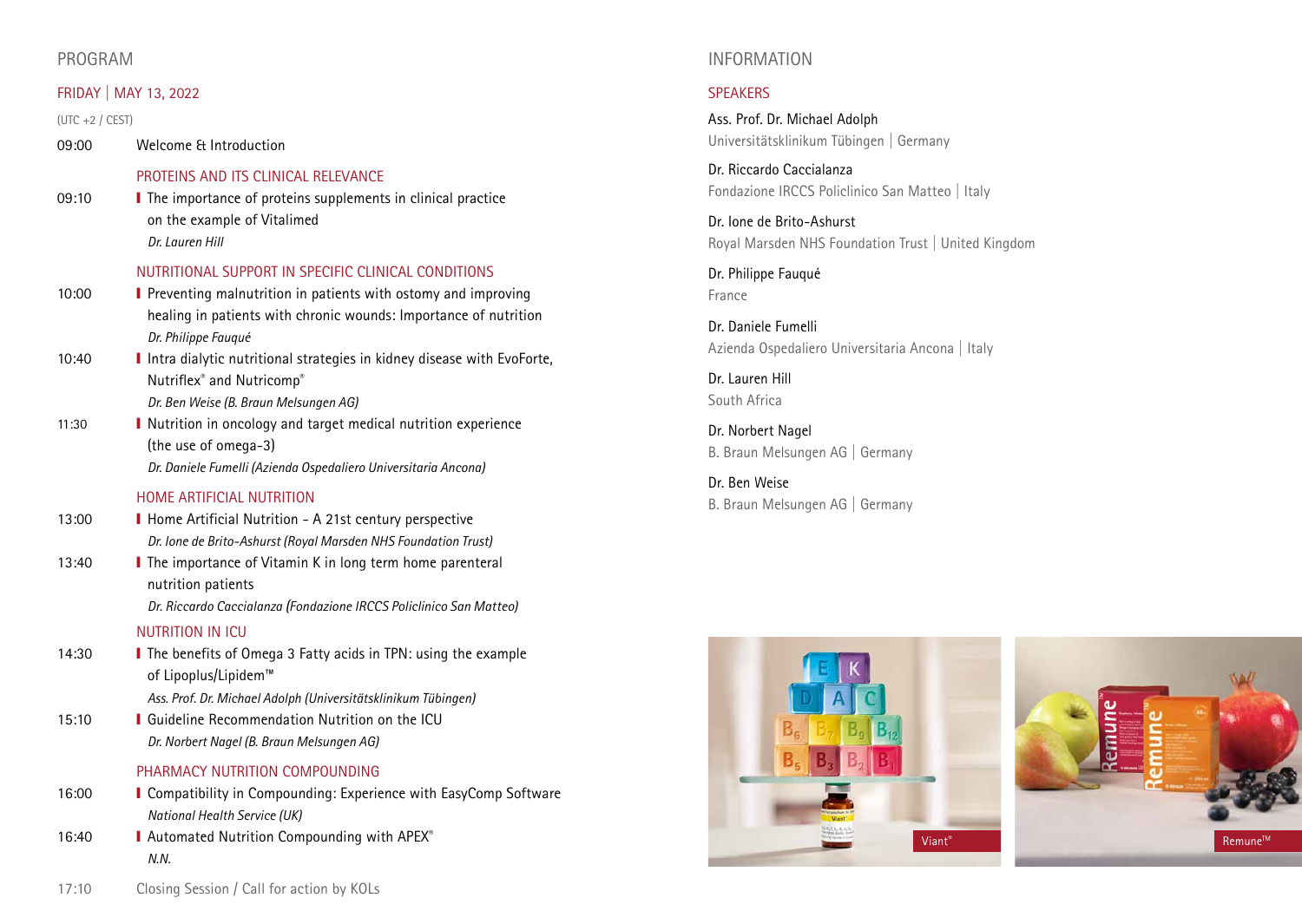## PROGRAM

### FRIDAY | MAY 13, 2022

(UTC +2 / CEST)

09:00 Welcome & Introduction

**PROTEINS AND ITS CLINICAL RELEVANCE**

09:10 The importance of proteins supplements in clinical practice on the example of Vitalimed
*Dr. Lauren Hill*

**NUTRITIONAL SUPPORT IN SPECIFIC CLINICAL CONDITIONS**

10:00 Preventing malnutrition in patients with ostomy and improving healing in patients with chronic wounds: Importance of nutrition
*Dr. Philippe Fauqué*

10:40 Intra dialytic nutritional strategies in kidney disease with EvoForte, Nutriflex® and Nutricomp®
*Dr. Ben Weise (B. Braun Melsungen AG)*

11:30 Nutrition in oncology and target medical nutrition experience (the use of omega-3)
*Dr. Daniele Fumelli (Azienda Ospedaliero Universitaria Ancona)*

**HOME ARTIFICIAL NUTRITION**

13:00 Home Artificial Nutrition - A 21st century perspective
*Dr. Ione de Brito-Ashurst (Royal Marsden NHS Foundation Trust)*

13:40 The importance of Vitamin K in long term home parenteral nutrition patients
*Dr. Riccardo Caccialanza (Fondazione IRCCS Policlinico San Matteo)*

**NUTRITION IN ICU**

14:30 The benefits of Omega 3 Fatty acids in TPN: using the example of Lipoplus/Lipidem™
*Ass. Prof. Dr. Michael Adolph (Universitätsklinikum Tübingen)*

15:10 Guideline Recommendation Nutrition on the ICU
*Dr. Norbert Nagel (B. Braun Melsungen AG)*

**PHARMACY NUTRITION COMPOUNDING**

16:00 Compatibility in Compounding: Experience with EasyComp Software
*National Health Service (UK)*

16:40 Automated Nutrition Compounding with APEX®
*N.N.*

17:10 Closing Session / Call for action by KOLs

## INFORMATION

### SPEAKERS

Ass. Prof. Dr. Michael Adolph
Universitätsklinikum Tübingen | Germany

Dr. Riccardo Caccialanza
Fondazione IRCCS Policlinico San Matteo | Italy

Dr. Ione de Brito-Ashurst
Royal Marsden NHS Foundation Trust | United Kingdom

Dr. Philippe Fauqué
France

Dr. Daniele Fumelli
Azienda Ospedaliero Universitaria Ancona | Italy

Dr. Lauren Hill
South Africa

Dr. Norbert Nagel
B. Braun Melsungen AG | Germany

Dr. Ben Weise
B. Braun Melsungen AG | Germany

Viant®

Remune™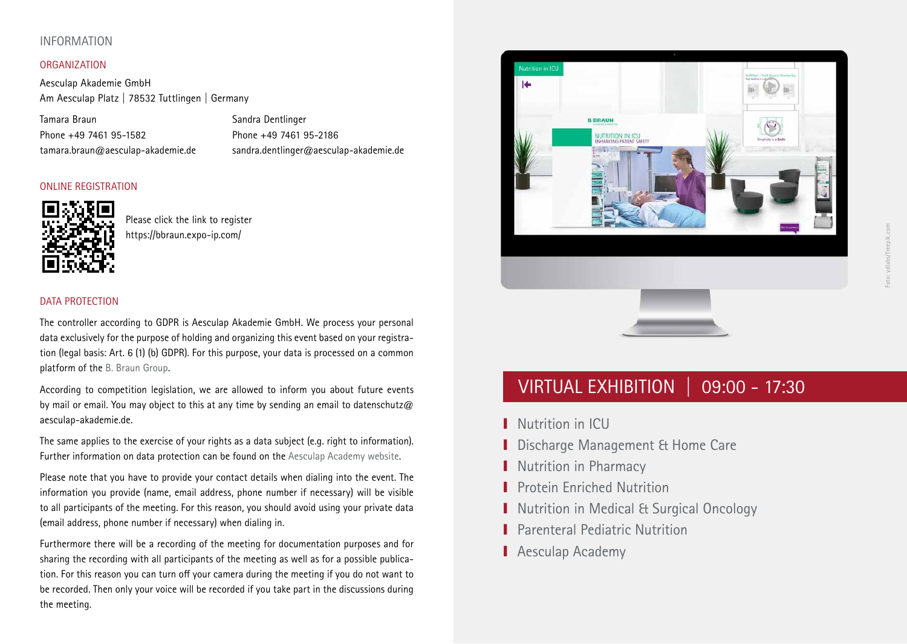# INFORMATION

## ORGANIZATION

Aesculap Akademie GmbH
Am Aesculap Platz | 78532 Tuttlingen | Germany

Tamara Braun
Phone +49 7461 95-1582
tamara.braun@aesculap-akademie.de

Sandra Dentlinger
Phone +49 7461 95-2186
sandra.dentlinger@aesculap-akademie.de

## ONLINE REGISTRATION

Please click the link to register
https://bbraun.expo-ip.com/

## DATA PROTECTION

The controller according to GDPR is Aesculap Akademie GmbH. We process your personal data exclusively for the purpose of holding and organizing this event based on your registration (legal basis: Art. 6 (1) (b) GDPR). For this purpose, your data is processed on a common platform of the B. Braun Group.

According to competition legislation, we are allowed to inform you about future events by mail or email. You may object to this at any time by sending an email to datenschutz@aesculap-akademie.de.

The same applies to the exercise of your rights as a data subject (e.g. right to information). Further information on data protection can be found on the Aesculap Academy website.

Please note that you have to provide your contact details when dialing into the event. The information you provide (name, email address, phone number if necessary) will be visible to all participants of the meeting. For this reason, you should avoid using your private data (email address, phone number if necessary) when dialing in.

Furthermore there will be a recording of the meeting for documentation purposes and for sharing the recording with all participants of the meeting as well as for a possible publication. For this reason you can turn off your camera during the meeting if you do not want to be recorded. Then only your voice will be recorded if you take part in the discussions during the meeting.

Foto: ydlabs/freepik.com

## VIRTUAL EXHIBITION | 09:00 - 17:30

- Nutrition in ICU
- Discharge Management & Home Care
- Nutrition in Pharmacy
- Protein Enriched Nutrition
- Nutrition in Medical & Surgical Oncology
- Parenteral Pediatric Nutrition
- Aesculap Academy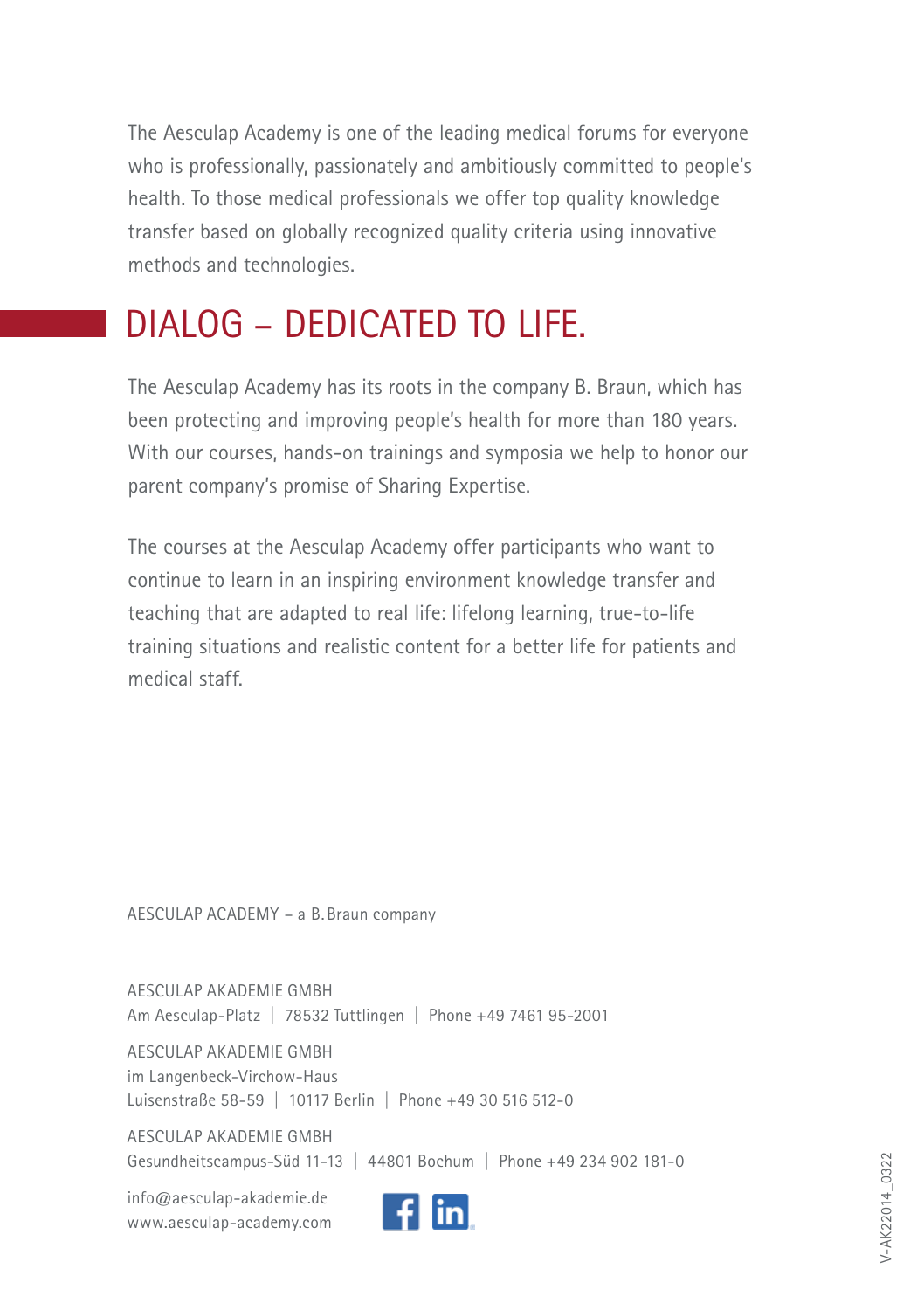The Aesculap Academy is one of the leading medical forums for everyone who is professionally, passionately and ambitiously committed to people's health. To those medical professionals we offer top quality knowledge transfer based on globally recognized quality criteria using innovative methods and technologies.

## DIALOG – DEDICATED TO LIFE.

The Aesculap Academy has its roots in the company B. Braun, which has been protecting and improving people's health for more than 180 years. With our courses, hands-on trainings and symposia we help to honor our parent company's promise of Sharing Expertise.

The courses at the Aesculap Academy offer participants who want to continue to learn in an inspiring environment knowledge transfer and teaching that are adapted to real life: lifelong learning, true-to-life training situations and realistic content for a better life for patients and medical staff.

AESCULAP ACADEMY – a B. Braun company

AESCULAP AKADEMIE GMBH
Am Aesculap-Platz | 78532 Tuttlingen | Phone +49 7461 95-2001

AESCULAP AKADEMIE GMBH
im Langenbeck-Virchow-Haus
Luisenstraße 58-59 | 10117 Berlin | Phone +49 30 516 512-0

AESCULAP AKADEMIE GMBH
Gesundheitscampus-Süd 11-13 | 44801 Bochum | Phone +49 234 902 181-0

info@aesculap-akademie.de
www.aesculap-academy.com

V-AK22014_0322